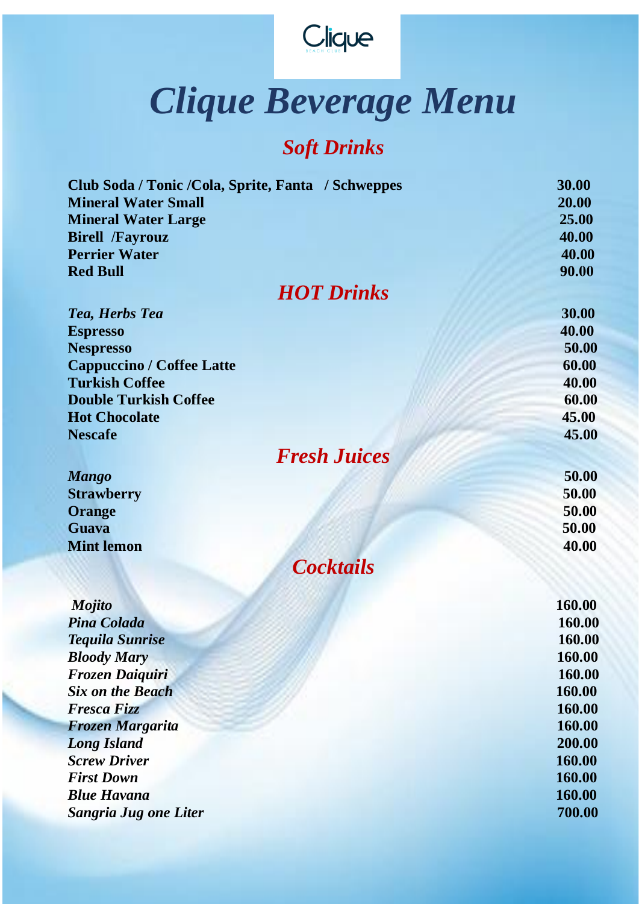# *Clique Beverage Menu*

## *Soft Drinks*

| | |
|---|---|
| **Club Soda / Tonic /Cola, Sprite, Fanta / Schweppes** | **30.00** |
| **Mineral Water Small** | **20.00** |
| **Mineral Water Large** | **25.00** |
| **Birell /Fayrouz** | **40.00** |
| **Perrier Water** | **40.00** |
| **Red Bull** | **90.00** |

## *HOT Drinks*

| | |
|---|---|
| ***Tea, Herbs Tea*** | **30.00** |
| **Espresso** | **40.00** |
| **Nespresso** | **50.00** |
| **Cappuccino / Coffee Latte** | **60.00** |
| **Turkish Coffee** | **40.00** |
| **Double Turkish Coffee** | **60.00** |
| **Hot Chocolate** | **45.00** |
| **Nescafe** | **45.00** |

## *Fresh Juices*

| | |
|---|---|
| ***Mango*** | **50.00** |
| **Strawberry** | **50.00** |
| **Orange** | **50.00** |
| **Guava** | **50.00** |
| **Mint lemon** | **40.00** |

## *Cocktails*

| | |
|---|---|
| ***Mojito*** | **160.00** |
| ***Pina Colada*** | **160.00** |
| ***Tequila Sunrise*** | **160.00** |
| ***Bloody Mary*** | **160.00** |
| ***Frozen Daiquiri*** | **160.00** |
| ***Six on the Beach*** | **160.00** |
| ***Fresca Fizz*** | **160.00** |
| ***Frozen Margarita*** | **160.00** |
| ***Long Island*** | **200.00** |
| ***Screw Driver*** | **160.00** |
| ***First Down*** | **160.00** |
| ***Blue Havana*** | **160.00** |
| ***Sangria Jug one Liter*** | **700.00** |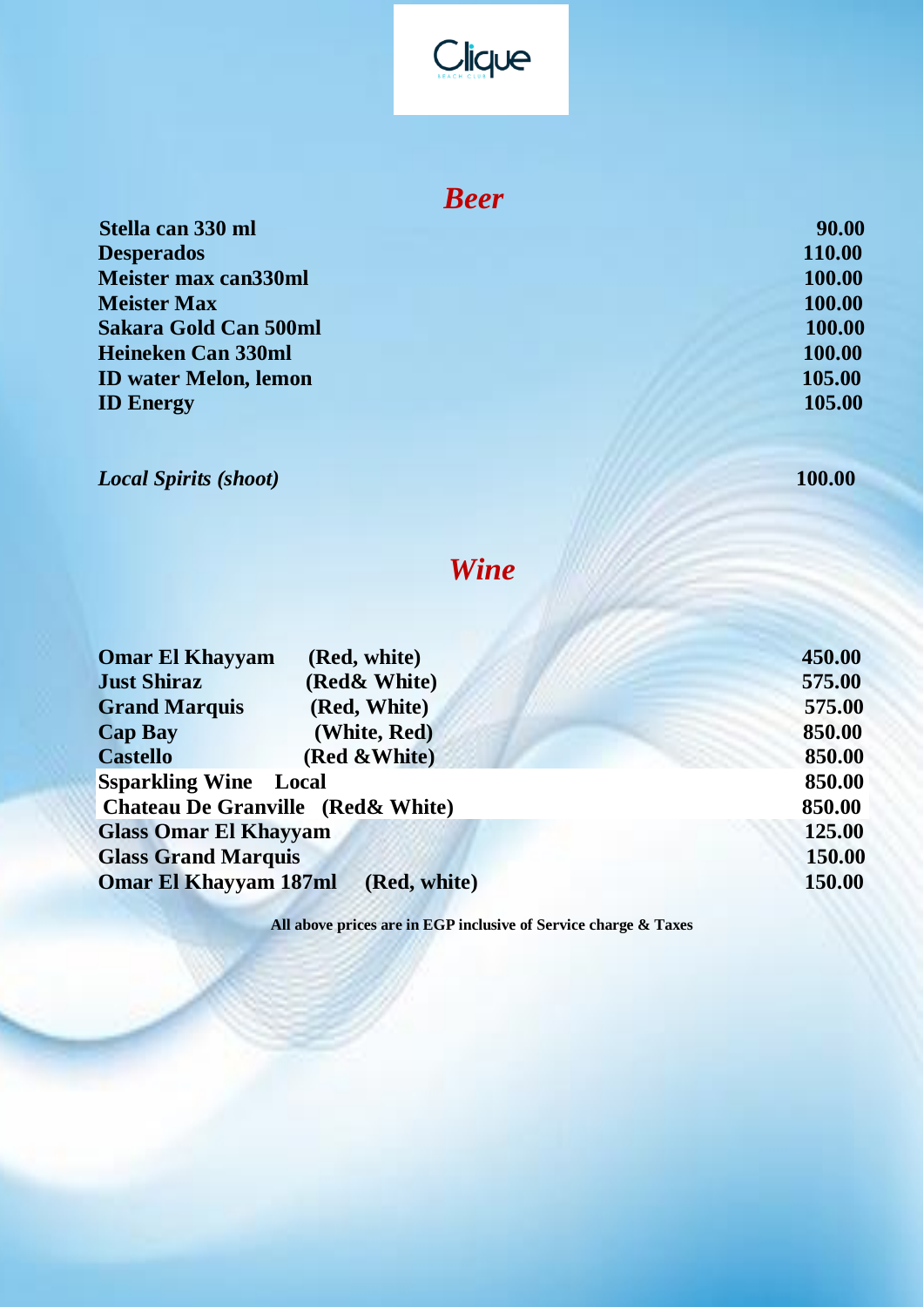Clique

BEACH CLUB

## *Beer*

| | |
|---|---|
| **Stella can 330 ml** | **90.00** |
| **Desperados** | **110.00** |
| **Meister max can330ml** | **100.00** |
| **Meister Max** | **100.00** |
| **Sakara Gold Can 500ml** | **100.00** |
| **Heineken Can 330ml** | **100.00** |
| **ID water Melon, lemon** | **105.00** |
| **ID Energy** | **105.00** |

***Local Spirits (shoot)*** **100.00**

## *Wine*

| | | |
|---|---|---|
| **Omar El Khayyam** | **(Red, white)** | **450.00** |
| **Just Shiraz** | **(Red& White)** | **575.00** |
| **Grand Marquis** | **(Red, White)** | **575.00** |
| **Cap Bay** | **(White, Red)** | **850.00** |
| **Castello** | **(Red &White)** | **850.00** |
| **Ssparkling Wine** | **Local** | **850.00** |
| **Chateau De Granville** | **(Red& White)** | **850.00** |
| **Glass Omar El Khayyam** | | **125.00** |
| **Glass Grand Marquis** | | **150.00** |
| **Omar El Khayyam 187ml** | **(Red, white)** | **150.00** |

**All above prices are in EGP inclusive of Service charge & Taxes**